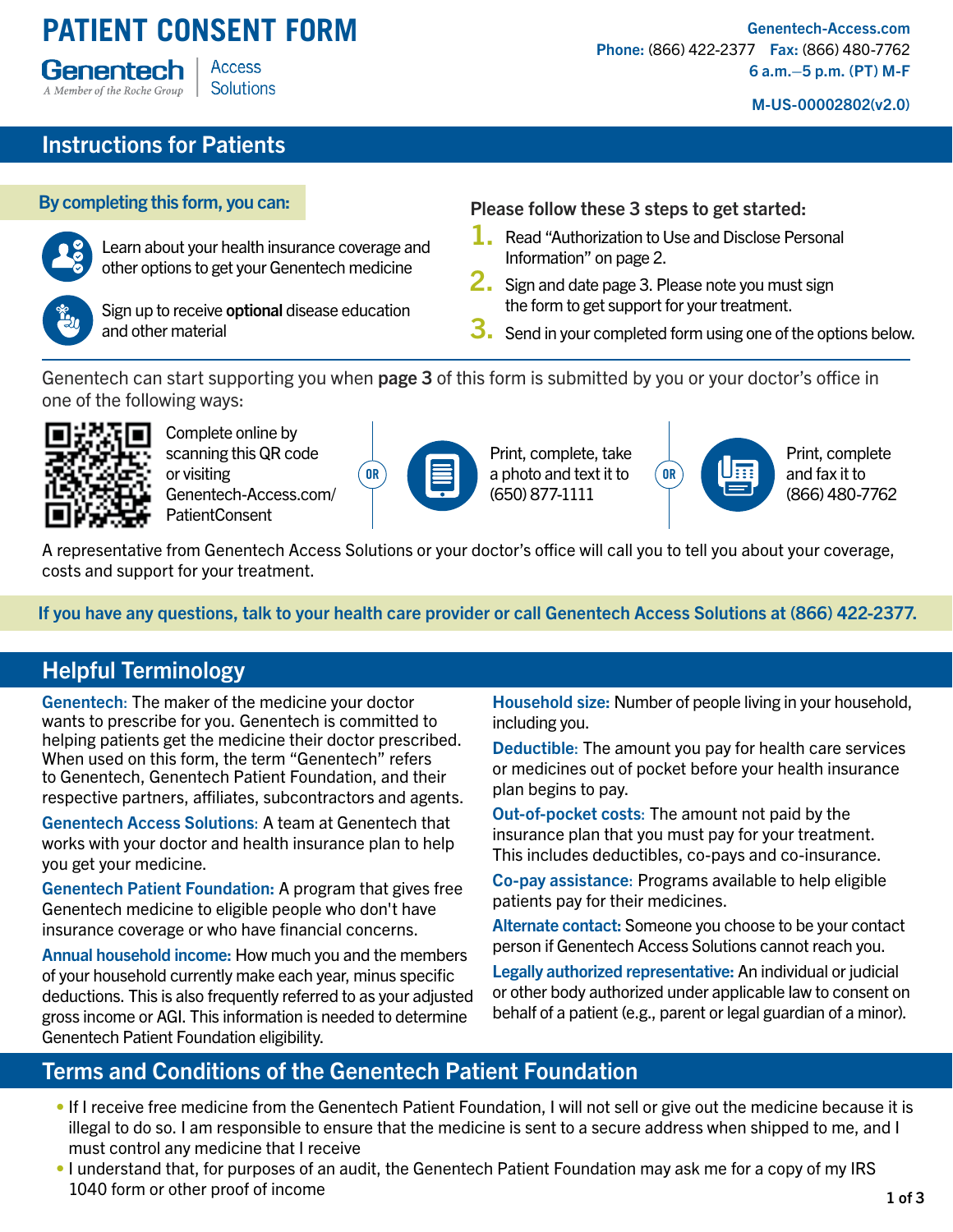# PATIENT CONSENT FORM

Genentech | Access Solutions
A Member of the Roche Group

Genentech-Access.com
**Phone:** (866) 422-2377 **Fax:** (866) 480-7762
6 a.m.–5 p.m. (PT) M-F

M-US-00002802(v2.0)

## Instructions for Patients

**By completing this form, you can:**

- Learn about your health insurance coverage and other options to get your Genentech medicine
- Sign up to receive **optional** disease education and other material

**Please follow these 3 steps to get started:**

1. Read "Authorization to Use and Disclose Personal Information" on page 2.
2. Sign and date page 3. Please note you must sign the form to get support for your treatment.
3. Send in your completed form using one of the options below.

Genentech can start supporting you when **page 3** of this form is submitted by you or your doctor's office in one of the following ways:

- Complete online by scanning this QR code or visiting Genentech-Access.com/PatientConsent

**OR**

- Print, complete, take a photo and text it to (650) 877-1111

**OR**

- Print, complete and fax it to (866) 480-7762

A representative from Genentech Access Solutions or your doctor's office will call you to tell you about your coverage, costs and support for your treatment.

**If you have any questions, talk to your health care provider or call Genentech Access Solutions at (866) 422-2377.**

## Helpful Terminology

**Genentech:** The maker of the medicine your doctor wants to prescribe for you. Genentech is committed to helping patients get the medicine their doctor prescribed. When used on this form, the term "Genentech" refers to Genentech, Genentech Patient Foundation, and their respective partners, affiliates, subcontractors and agents.

**Genentech Access Solutions:** A team at Genentech that works with your doctor and health insurance plan to help you get your medicine.

**Genentech Patient Foundation:** A program that gives free Genentech medicine to eligible people who don't have insurance coverage or who have financial concerns.

**Annual household income:** How much you and the members of your household currently make each year, minus specific deductions. This is also frequently referred to as your adjusted gross income or AGI. This information is needed to determine Genentech Patient Foundation eligibility.

**Household size:** Number of people living in your household, including you.

**Deductible:** The amount you pay for health care services or medicines out of pocket before your health insurance plan begins to pay.

**Out-of-pocket costs:** The amount not paid by the insurance plan that you must pay for your treatment. This includes deductibles, co-pays and co-insurance.

**Co-pay assistance:** Programs available to help eligible patients pay for their medicines.

**Alternate contact:** Someone you choose to be your contact person if Genentech Access Solutions cannot reach you.

**Legally authorized representative:** An individual or judicial or other body authorized under applicable law to consent on behalf of a patient (e.g., parent or legal guardian of a minor).

## Terms and Conditions of the Genentech Patient Foundation

- If I receive free medicine from the Genentech Patient Foundation, I will not sell or give out the medicine because it is illegal to do so. I am responsible to ensure that the medicine is sent to a secure address when shipped to me, and I must control any medicine that I receive
- I understand that, for purposes of an audit, the Genentech Patient Foundation may ask me for a copy of my IRS 1040 form or other proof of income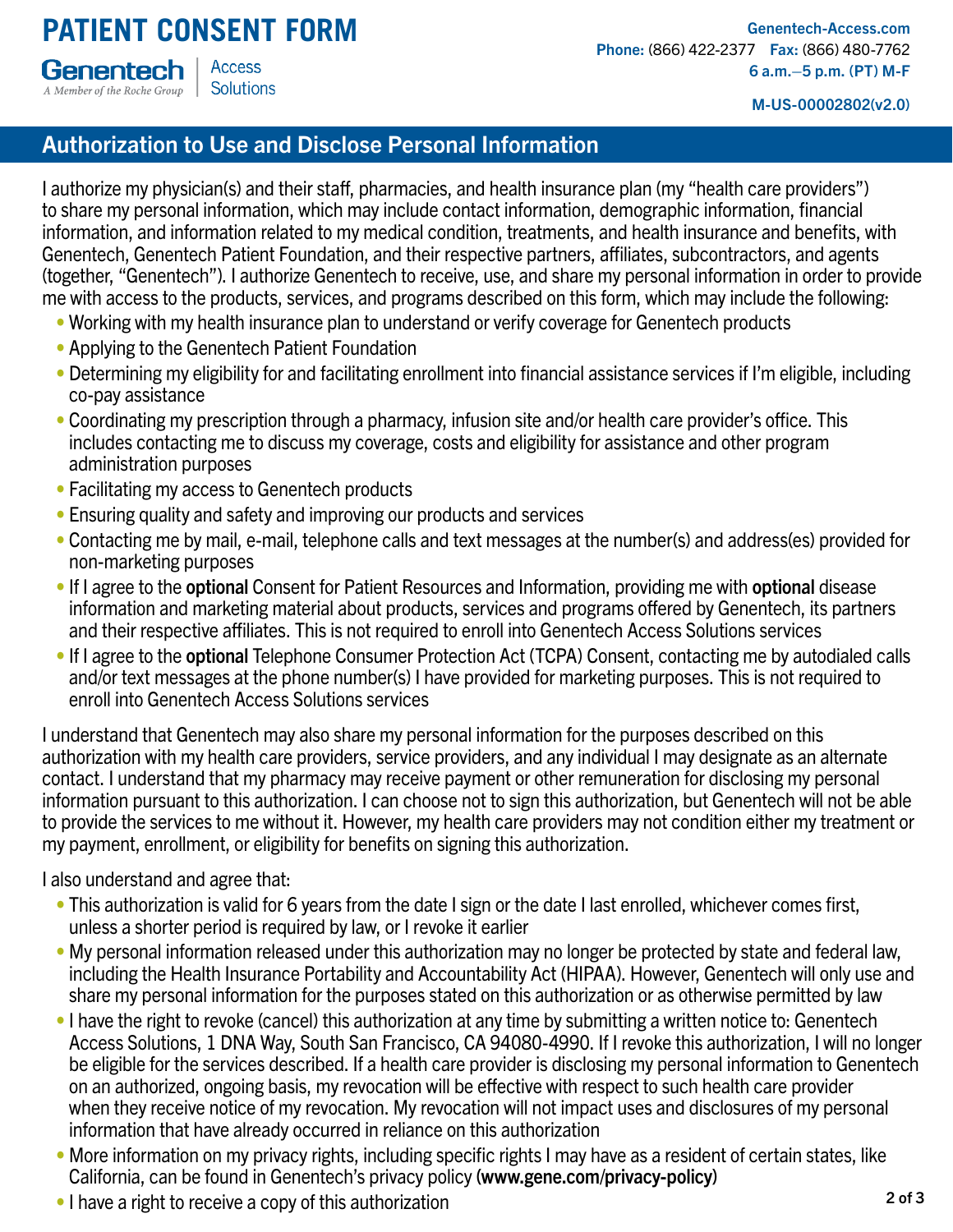# PATIENT CONSENT FORM

Genentech | Access Solutions
A Member of the Roche Group

Genentech-Access.com
**Phone:** (866) 422-2377 **Fax:** (866) 480-7762
6 a.m.–5 p.m. (PT) M-F

M-US-00002802(v2.0)

## Authorization to Use and Disclose Personal Information

I authorize my physician(s) and their staff, pharmacies, and health insurance plan (my "health care providers") to share my personal information, which may include contact information, demographic information, financial information, and information related to my medical condition, treatments, and health insurance and benefits, with Genentech, Genentech Patient Foundation, and their respective partners, affiliates, subcontractors, and agents (together, "Genentech"). I authorize Genentech to receive, use, and share my personal information in order to provide me with access to the products, services, and programs described on this form, which may include the following:

- Working with my health insurance plan to understand or verify coverage for Genentech products
- Applying to the Genentech Patient Foundation
- Determining my eligibility for and facilitating enrollment into financial assistance services if I'm eligible, including co-pay assistance
- Coordinating my prescription through a pharmacy, infusion site and/or health care provider's office. This includes contacting me to discuss my coverage, costs and eligibility for assistance and other program administration purposes
- Facilitating my access to Genentech products
- Ensuring quality and safety and improving our products and services
- Contacting me by mail, e-mail, telephone calls and text messages at the number(s) and address(es) provided for non-marketing purposes
- If I agree to the **optional** Consent for Patient Resources and Information, providing me with **optional** disease information and marketing material about products, services and programs offered by Genentech, its partners and their respective affiliates. This is not required to enroll into Genentech Access Solutions services
- If I agree to the **optional** Telephone Consumer Protection Act (TCPA) Consent, contacting me by autodialed calls and/or text messages at the phone number(s) I have provided for marketing purposes. This is not required to enroll into Genentech Access Solutions services

I understand that Genentech may also share my personal information for the purposes described on this authorization with my health care providers, service providers, and any individual I may designate as an alternate contact. I understand that my pharmacy may receive payment or other remuneration for disclosing my personal information pursuant to this authorization. I can choose not to sign this authorization, but Genentech will not be able to provide the services to me without it. However, my health care providers may not condition either my treatment or my payment, enrollment, or eligibility for benefits on signing this authorization.

I also understand and agree that:

- This authorization is valid for 6 years from the date I sign or the date I last enrolled, whichever comes first, unless a shorter period is required by law, or I revoke it earlier
- My personal information released under this authorization may no longer be protected by state and federal law, including the Health Insurance Portability and Accountability Act (HIPAA). However, Genentech will only use and share my personal information for the purposes stated on this authorization or as otherwise permitted by law
- I have the right to revoke (cancel) this authorization at any time by submitting a written notice to: Genentech Access Solutions, 1 DNA Way, South San Francisco, CA 94080-4990. If I revoke this authorization, I will no longer be eligible for the services described. If a health care provider is disclosing my personal information to Genentech on an authorized, ongoing basis, my revocation will be effective with respect to such health care provider when they receive notice of my revocation. My revocation will not impact uses and disclosures of my personal information that have already occurred in reliance on this authorization
- More information on my privacy rights, including specific rights I may have as a resident of certain states, like California, can be found in Genentech's privacy policy (**www.gene.com/privacy-policy**)
- I have a right to receive a copy of this authorization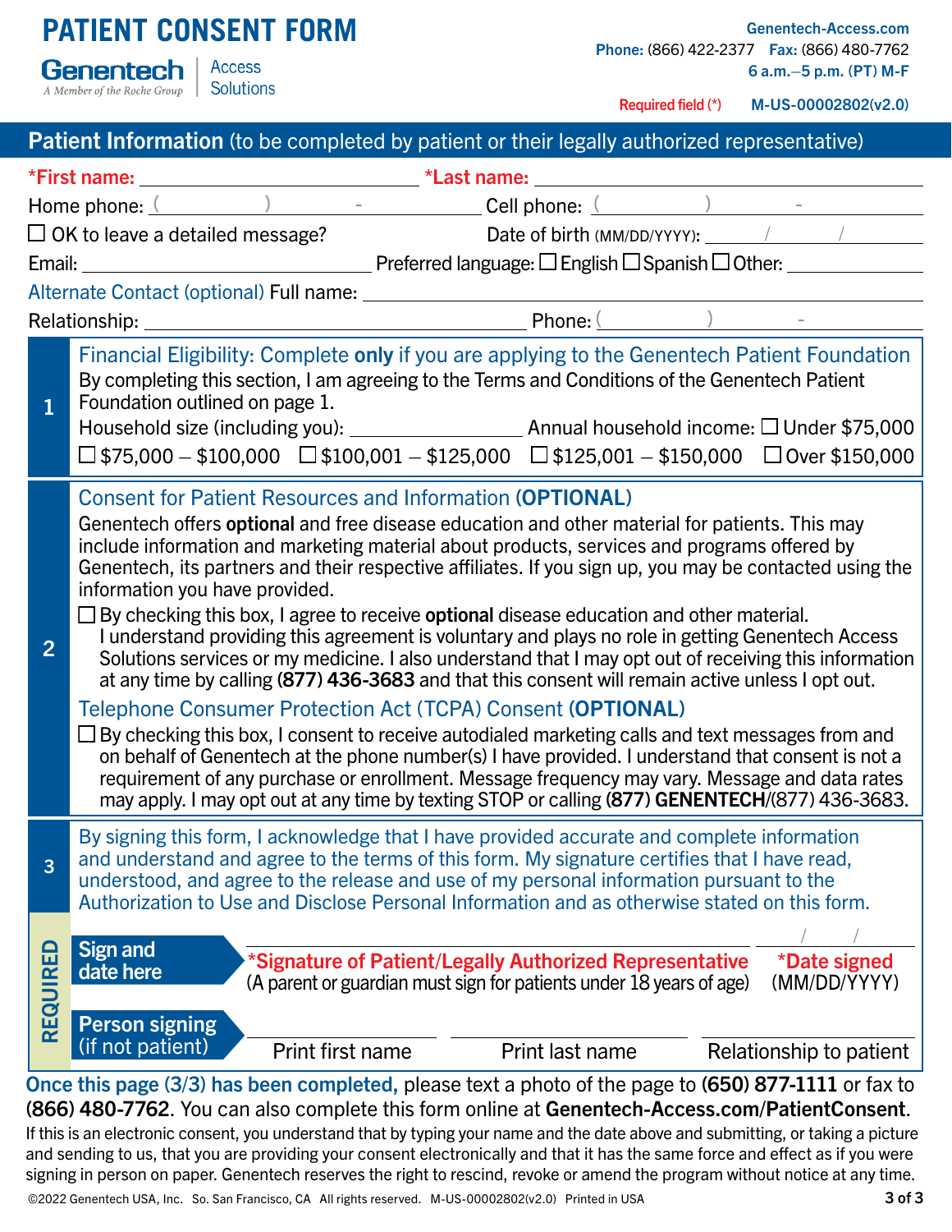# PATIENT CONSENT FORM

Genentech — A Member of the Roche Group | Access Solutions

Genentech-Access.com
**Phone:** (866) 422-2377 **Fax:** (866) 480-7762
6 a.m.–5 p.m. (PT) M-F

Required field (*) M-US-00002802(v2.0)

## Patient Information (to be completed by patient or their legally authorized representative)

*First name: ______________________ *Last name: ______________________

Home phone: ( ) - Cell phone: ( ) -

☐ OK to leave a detailed message? Date of birth (MM/DD/YYYY): / /

Email: ______________________ Preferred language: ☐ English ☐ Spanish ☐ Other: __________

Alternate Contact (optional) Full name: ______________________

Relationship: ______________________ Phone: ( ) -

## 1 Financial Eligibility: Complete **only** if you are applying to the Genentech Patient Foundation

By completing this section, I am agreeing to the Terms and Conditions of the Genentech Patient Foundation outlined on page 1.

Household size (including you): __________ Annual household income: ☐ Under $75,000 ☐ $75,000 – $100,000 ☐ $100,001 – $125,000 ☐ $125,001 – $150,000 ☐ Over $150,000

## 2 Consent for Patient Resources and Information (**OPTIONAL**)

Genentech offers **optional** and free disease education and other material for patients. This may include information and marketing material about products, services and programs offered by Genentech, its partners and their respective affiliates. If you sign up, you may be contacted using the information you have provided.

☐ By checking this box, I agree to receive **optional** disease education and other material. I understand providing this agreement is voluntary and plays no role in getting Genentech Access Solutions services or my medicine. I also understand that I may opt out of receiving this information at any time by calling **(877) 436-3683** and that this consent will remain active unless I opt out.

### Telephone Consumer Protection Act (TCPA) Consent (**OPTIONAL**)

☐ By checking this box, I consent to receive autodialed marketing calls and text messages from and on behalf of Genentech at the phone number(s) I have provided. I understand that consent is not a requirement of any purchase or enrollment. Message frequency may vary. Message and data rates may apply. I may opt out at any time by texting STOP or calling **(877) GENENTECH**/(877) 436-3683.

## 3

By signing this form, I acknowledge that I have provided accurate and complete information and understand and agree to the terms of this form. My signature certifies that I have read, understood, and agree to the release and use of my personal information pursuant to the Authorization to Use and Disclose Personal Information and as otherwise stated on this form.

**REQUIRED**

**Sign and date here**

*Signature of Patient/Legally Authorized Representative
(A parent or guardian must sign for patients under 18 years of age)

*Date signed (MM/DD/YYYY) / /

**Person signing (if not patient)**

Print first name | Print last name | Relationship to patient

**Once this page (3/3) has been completed,** please text a photo of the page to **(650) 877-1111** or fax to **(866) 480-7762**. You can also complete this form online at **Genentech-Access.com/PatientConsent**.

If this is an electronic consent, you understand that by typing your name and the date above and submitting, or taking a picture and sending to us, that you are providing your consent electronically and that it has the same force and effect as if you were signing in person on paper. Genentech reserves the right to rescind, revoke or amend the program without notice at any time.

©2022 Genentech USA, Inc. So. San Francisco, CA All rights reserved. M-US-00002802(v2.0) Printed in USA